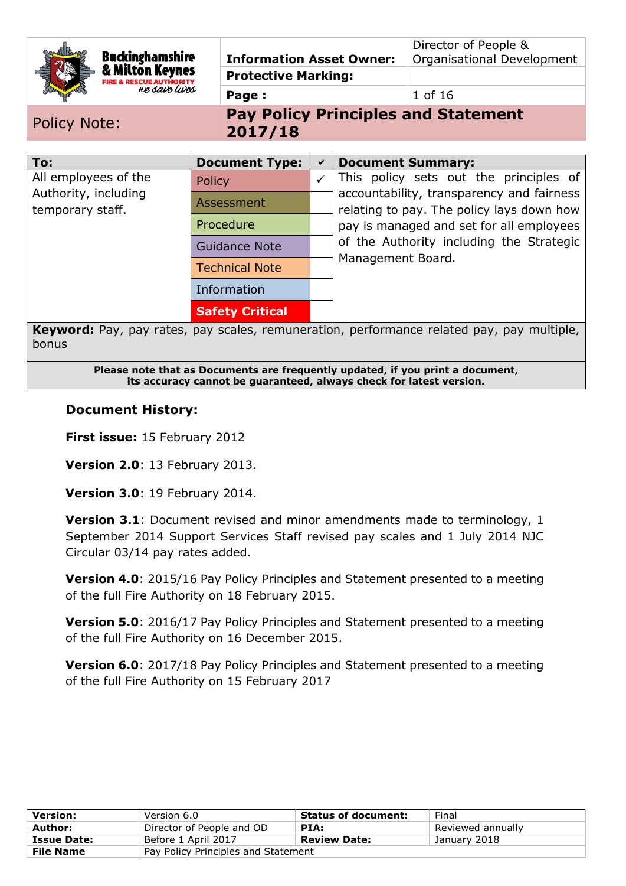| Buckinghamshire & Milton Keynes Fire & Rescue Authority – we save lives | Information Asset Owner: | Director of People & Organisational Development |
|---|---|---|
| | Protective Marking: | |
| | Page : | 1 of 16 |

**Policy Note:** **Pay Policy Principles and Statement 2017/18**

| To: | Document Type: | ✔ | Document Summary: |
|---|---|---|---|
| All employees of the Authority, including temporary staff. | Policy | ✓ | This policy sets out the principles of accountability, transparency and fairness relating to pay. The policy lays down how pay is managed and set for all employees of the Authority including the Strategic Management Board. |
| | Assessment | | |
| | Procedure | | |
| | Guidance Note | | |
| | Technical Note | | |
| | Information | | |
| | Safety Critical | | |

**Keyword:** Pay, pay rates, pay scales, remuneration, performance related pay, pay multiple, bonus

**Please note that as Documents are frequently updated, if you print a document, its accuracy cannot be guaranteed, always check for latest version.**

## Document History:

**First issue:** 15 February 2012

**Version 2.0**: 13 February 2013.

**Version 3.0**: 19 February 2014.

**Version 3.1**: Document revised and minor amendments made to terminology, 1 September 2014 Support Services Staff revised pay scales and 1 July 2014 NJC Circular 03/14 pay rates added.

**Version 4.0**: 2015/16 Pay Policy Principles and Statement presented to a meeting of the full Fire Authority on 18 February 2015.

**Version 5.0**: 2016/17 Pay Policy Principles and Statement presented to a meeting of the full Fire Authority on 16 December 2015.

**Version 6.0**: 2017/18 Pay Policy Principles and Statement presented to a meeting of the full Fire Authority on 15 February 2017

| Version: | Version 6.0 | Status of document: | Final |
|---|---|---|---|
| Author: | Director of People and OD | PIA: | Reviewed annually |
| Issue Date: | Before 1 April 2017 | Review Date: | January 2018 |
| File Name | Pay Policy Principles and Statement | | |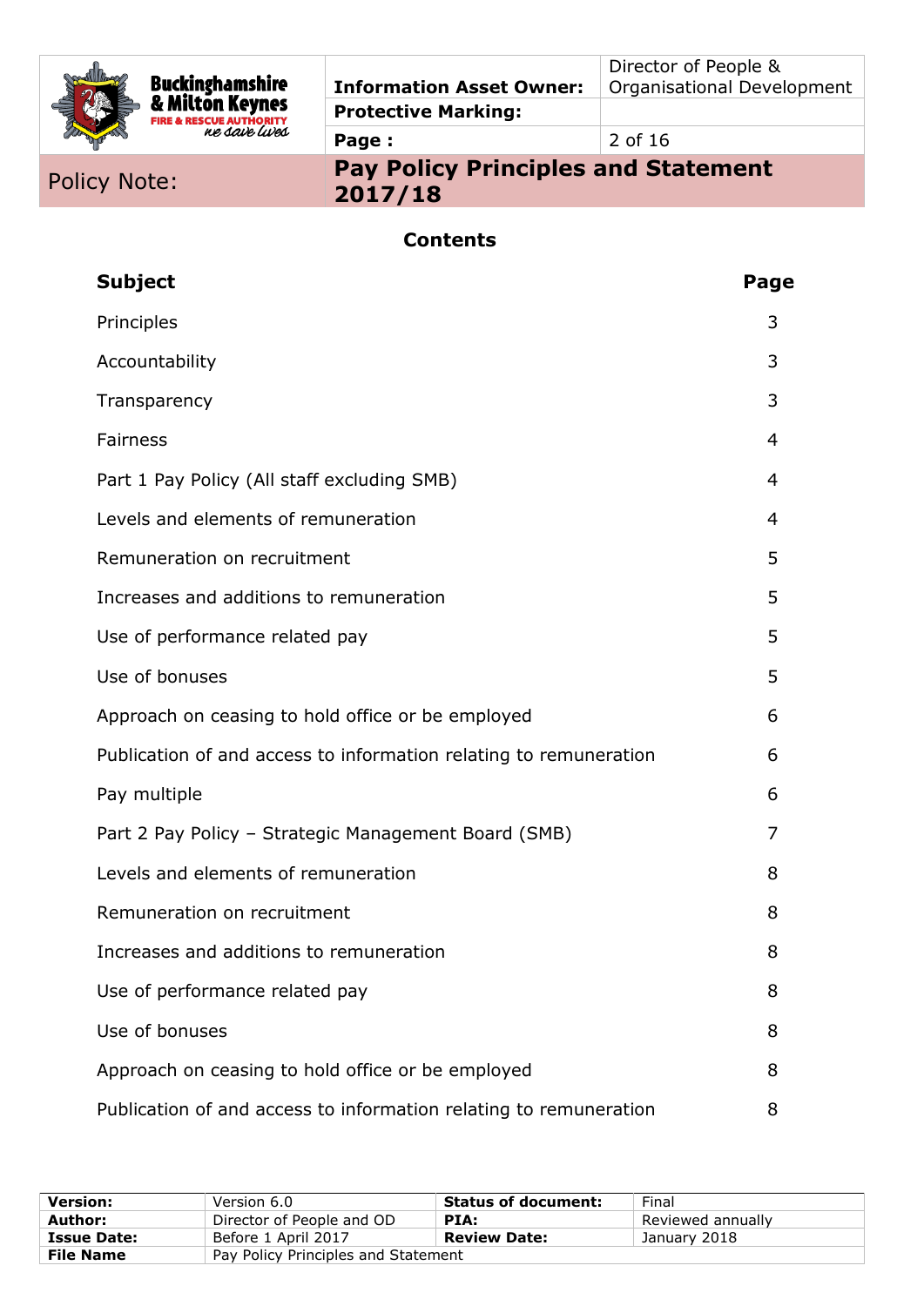## Contents

| Subject | Page |
|---|---|
| Principles | 3 |
| Accountability | 3 |
| Transparency | 3 |
| Fairness | 4 |
| Part 1 Pay Policy (All staff excluding SMB) | 4 |
| Levels and elements of remuneration | 4 |
| Remuneration on recruitment | 5 |
| Increases and additions to remuneration | 5 |
| Use of performance related pay | 5 |
| Use of bonuses | 5 |
| Approach on ceasing to hold office or be employed | 6 |
| Publication of and access to information relating to remuneration | 6 |
| Pay multiple | 6 |
| Part 2 Pay Policy – Strategic Management Board (SMB) | 7 |
| Levels and elements of remuneration | 8 |
| Remuneration on recruitment | 8 |
| Increases and additions to remuneration | 8 |
| Use of performance related pay | 8 |
| Use of bonuses | 8 |
| Approach on ceasing to hold office or be employed | 8 |
| Publication of and access to information relating to remuneration | 8 |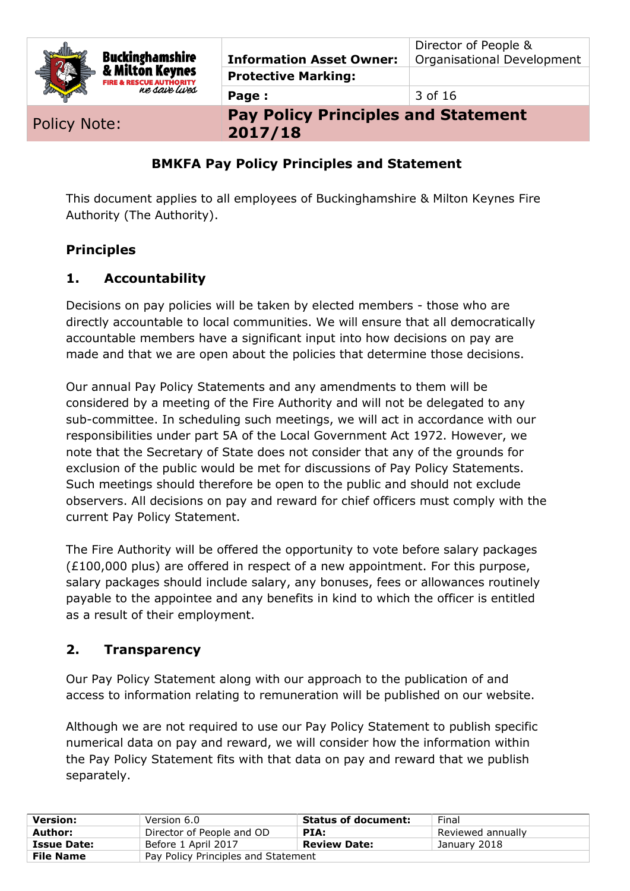## BMKFA Pay Policy Principles and Statement

This document applies to all employees of Buckinghamshire & Milton Keynes Fire Authority (The Authority).

### Principles

### 1. Accountability

Decisions on pay policies will be taken by elected members - those who are directly accountable to local communities. We will ensure that all democratically accountable members have a significant input into how decisions on pay are made and that we are open about the policies that determine those decisions.

Our annual Pay Policy Statements and any amendments to them will be considered by a meeting of the Fire Authority and will not be delegated to any sub-committee. In scheduling such meetings, we will act in accordance with our responsibilities under part 5A of the Local Government Act 1972. However, we note that the Secretary of State does not consider that any of the grounds for exclusion of the public would be met for discussions of Pay Policy Statements. Such meetings should therefore be open to the public and should not exclude observers. All decisions on pay and reward for chief officers must comply with the current Pay Policy Statement.

The Fire Authority will be offered the opportunity to vote before salary packages (£100,000 plus) are offered in respect of a new appointment. For this purpose, salary packages should include salary, any bonuses, fees or allowances routinely payable to the appointee and any benefits in kind to which the officer is entitled as a result of their employment.

### 2. Transparency

Our Pay Policy Statement along with our approach to the publication of and access to information relating to remuneration will be published on our website.

Although we are not required to use our Pay Policy Statement to publish specific numerical data on pay and reward, we will consider how the information within the Pay Policy Statement fits with that data on pay and reward that we publish separately.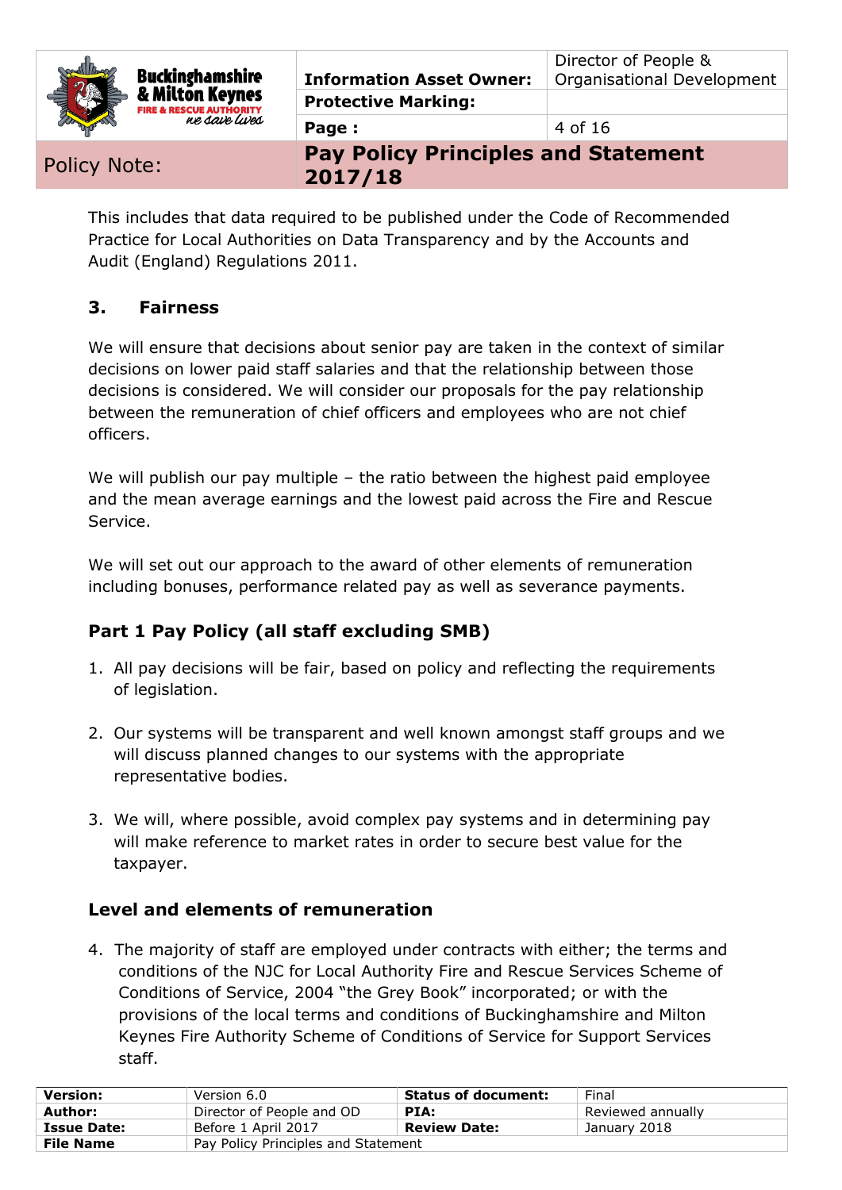This includes that data required to be published under the Code of Recommended Practice for Local Authorities on Data Transparency and by the Accounts and Audit (England) Regulations 2011.

## 3. Fairness

We will ensure that decisions about senior pay are taken in the context of similar decisions on lower paid staff salaries and that the relationship between those decisions is considered. We will consider our proposals for the pay relationship between the remuneration of chief officers and employees who are not chief officers.

We will publish our pay multiple – the ratio between the highest paid employee and the mean average earnings and the lowest paid across the Fire and Rescue Service.

We will set out our approach to the award of other elements of remuneration including bonuses, performance related pay as well as severance payments.

## Part 1 Pay Policy (all staff excluding SMB)

1. All pay decisions will be fair, based on policy and reflecting the requirements of legislation.

2. Our systems will be transparent and well known amongst staff groups and we will discuss planned changes to our systems with the appropriate representative bodies.

3. We will, where possible, avoid complex pay systems and in determining pay will make reference to market rates in order to secure best value for the taxpayer.

## Level and elements of remuneration

4. The majority of staff are employed under contracts with either; the terms and conditions of the NJC for Local Authority Fire and Rescue Services Scheme of Conditions of Service, 2004 "the Grey Book" incorporated; or with the provisions of the local terms and conditions of Buckinghamshire and Milton Keynes Fire Authority Scheme of Conditions of Service for Support Services staff.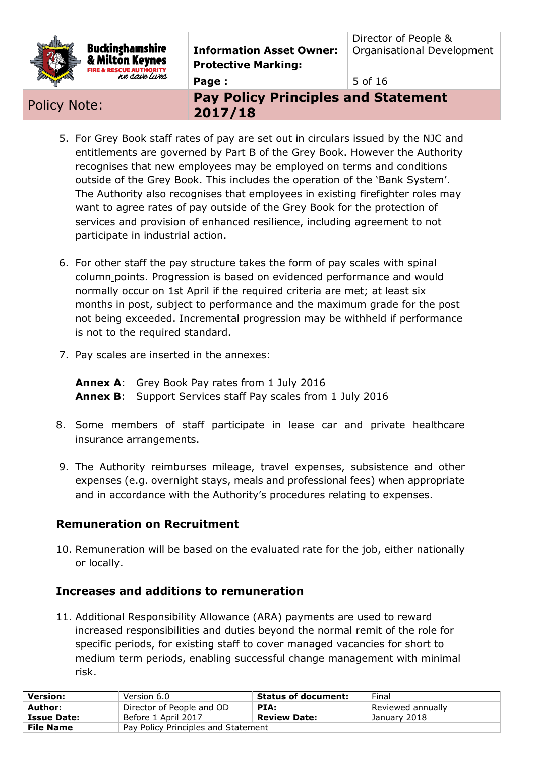5. For Grey Book staff rates of pay are set out in circulars issued by the NJC and entitlements are governed by Part B of the Grey Book. However the Authority recognises that new employees may be employed on terms and conditions outside of the Grey Book. This includes the operation of the 'Bank System'. The Authority also recognises that employees in existing firefighter roles may want to agree rates of pay outside of the Grey Book for the protection of services and provision of enhanced resilience, including agreement to not participate in industrial action.

6. For other staff the pay structure takes the form of pay scales with spinal column points. Progression is based on evidenced performance and would normally occur on 1st April if the required criteria are met; at least six months in post, subject to performance and the maximum grade for the post not being exceeded. Incremental progression may be withheld if performance is not to the required standard.

7. Pay scales are inserted in the annexes:

   **Annex A**: Grey Book Pay rates from 1 July 2016
   **Annex B**: Support Services staff Pay scales from 1 July 2016

8. Some members of staff participate in lease car and private healthcare insurance arrangements.

9. The Authority reimburses mileage, travel expenses, subsistence and other expenses (e.g. overnight stays, meals and professional fees) when appropriate and in accordance with the Authority's procedures relating to expenses.

## Remuneration on Recruitment

10. Remuneration will be based on the evaluated rate for the job, either nationally or locally.

## Increases and additions to remuneration

11. Additional Responsibility Allowance (ARA) payments are used to reward increased responsibilities and duties beyond the normal remit of the role for specific periods, for existing staff to cover managed vacancies for short to medium term periods, enabling successful change management with minimal risk.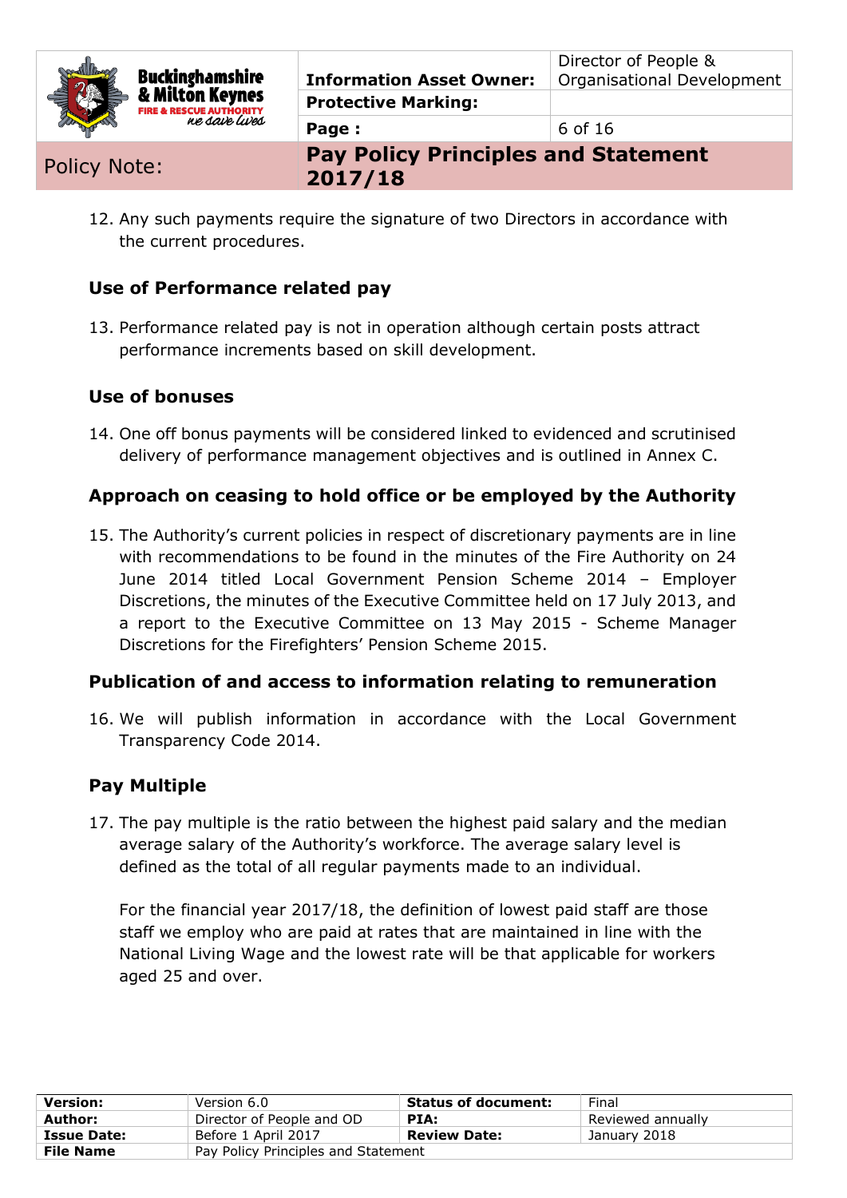12. Any such payments require the signature of two Directors in accordance with the current procedures.

### Use of Performance related pay

13. Performance related pay is not in operation although certain posts attract performance increments based on skill development.

### Use of bonuses

14. One off bonus payments will be considered linked to evidenced and scrutinised delivery of performance management objectives and is outlined in Annex C.

### Approach on ceasing to hold office or be employed by the Authority

15. The Authority's current policies in respect of discretionary payments are in line with recommendations to be found in the minutes of the Fire Authority on 24 June 2014 titled Local Government Pension Scheme 2014 – Employer Discretions, the minutes of the Executive Committee held on 17 July 2013, and a report to the Executive Committee on 13 May 2015 - Scheme Manager Discretions for the Firefighters' Pension Scheme 2015.

### Publication of and access to information relating to remuneration

16. We will publish information in accordance with the Local Government Transparency Code 2014.

### Pay Multiple

17. The pay multiple is the ratio between the highest paid salary and the median average salary of the Authority's workforce. The average salary level is defined as the total of all regular payments made to an individual.

    For the financial year 2017/18, the definition of lowest paid staff are those staff we employ who are paid at rates that are maintained in line with the National Living Wage and the lowest rate will be that applicable for workers aged 25 and over.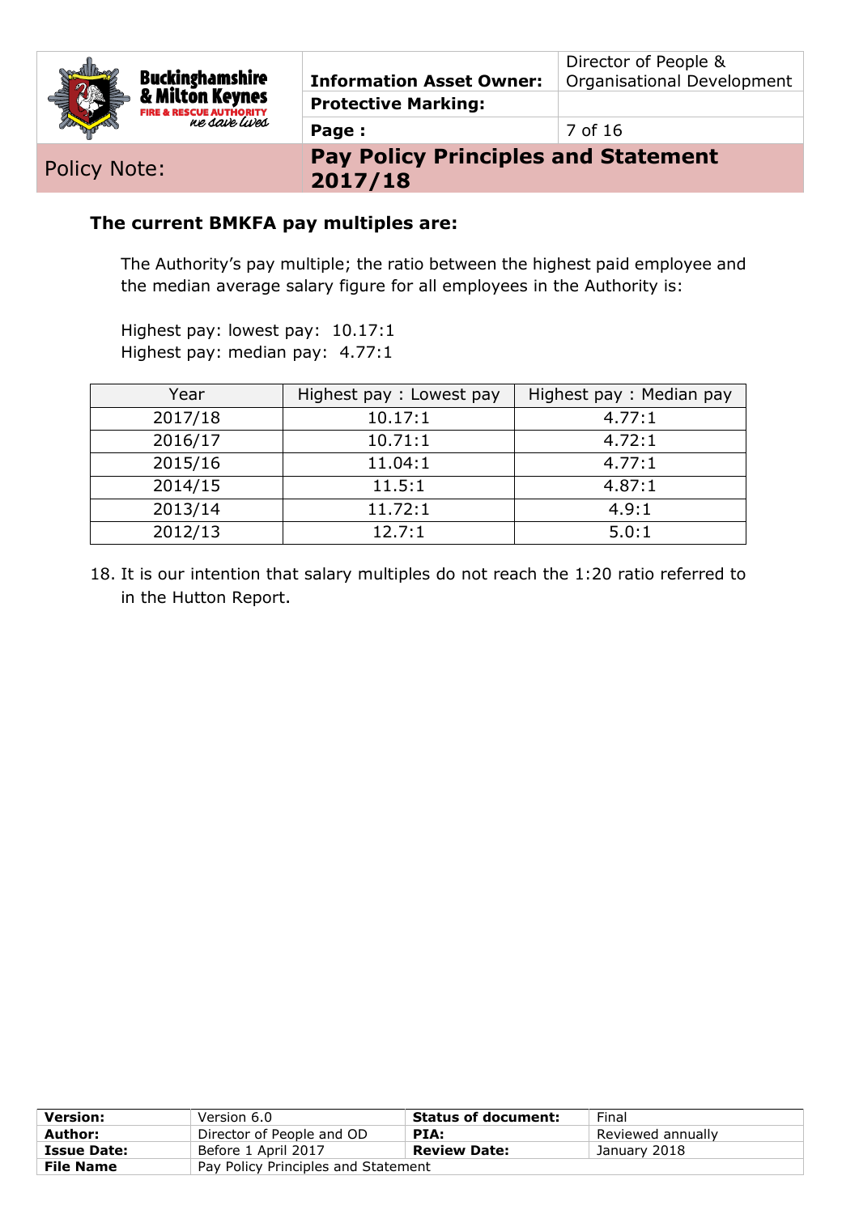**The current BMKFA pay multiples are:**

The Authority's pay multiple; the ratio between the highest paid employee and the median average salary figure for all employees in the Authority is:

Highest pay: lowest pay: 10.17:1
Highest pay: median pay: 4.77:1

| Year | Highest pay : Lowest pay | Highest pay : Median pay |
|---|---|---|
| 2017/18 | 10.17:1 | 4.77:1 |
| 2016/17 | 10.71:1 | 4.72:1 |
| 2015/16 | 11.04:1 | 4.77:1 |
| 2014/15 | 11.5:1 | 4.87:1 |
| 2013/14 | 11.72:1 | 4.9:1 |
| 2012/13 | 12.7:1 | 5.0:1 |

18. It is our intention that salary multiples do not reach the 1:20 ratio referred to in the Hutton Report.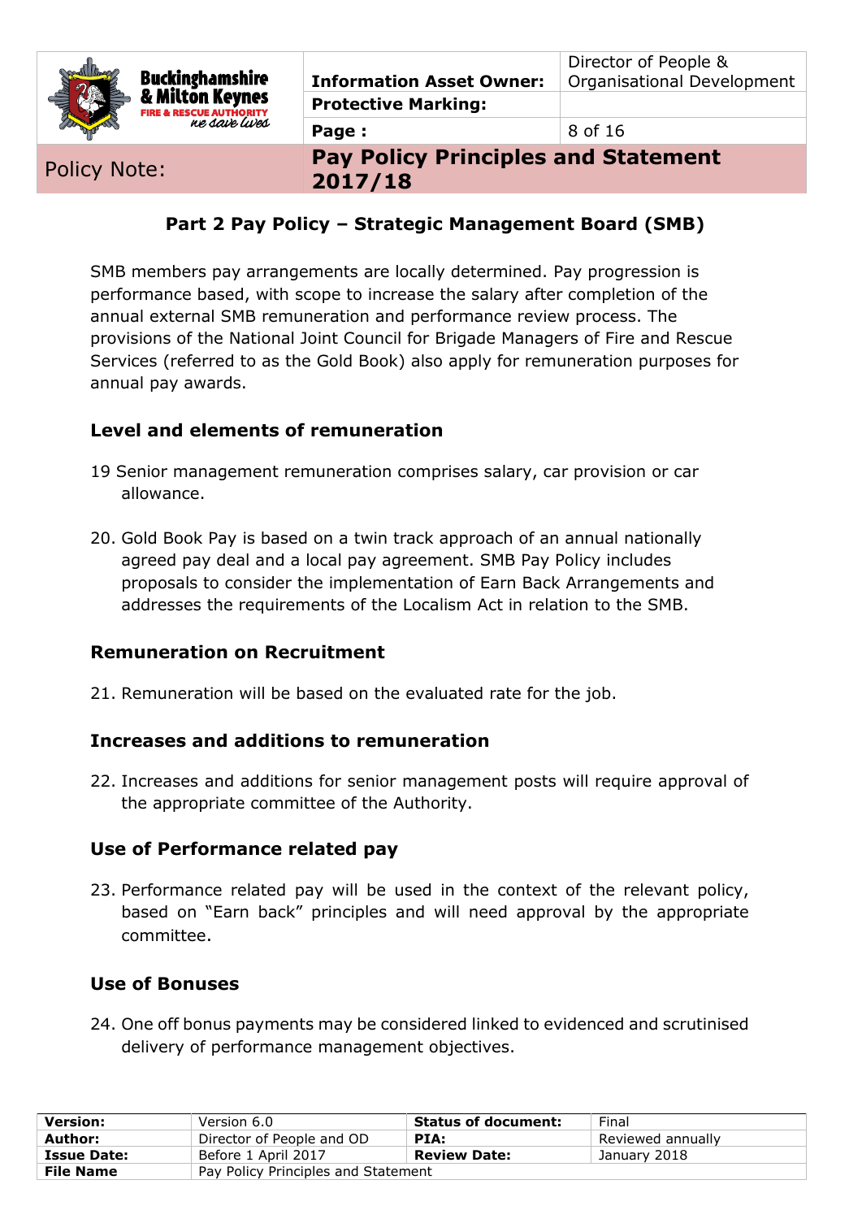## Part 2 Pay Policy – Strategic Management Board (SMB)

SMB members pay arrangements are locally determined. Pay progression is performance based, with scope to increase the salary after completion of the annual external SMB remuneration and performance review process. The provisions of the National Joint Council for Brigade Managers of Fire and Rescue Services (referred to as the Gold Book) also apply for remuneration purposes for annual pay awards.

### Level and elements of remuneration

19 Senior management remuneration comprises salary, car provision or car allowance.

20. Gold Book Pay is based on a twin track approach of an annual nationally agreed pay deal and a local pay agreement. SMB Pay Policy includes proposals to consider the implementation of Earn Back Arrangements and addresses the requirements of the Localism Act in relation to the SMB.

### Remuneration on Recruitment

21. Remuneration will be based on the evaluated rate for the job.

### Increases and additions to remuneration

22. Increases and additions for senior management posts will require approval of the appropriate committee of the Authority.

### Use of Performance related pay

23. Performance related pay will be used in the context of the relevant policy, based on "Earn back" principles and will need approval by the appropriate committee.

### Use of Bonuses

24. One off bonus payments may be considered linked to evidenced and scrutinised delivery of performance management objectives.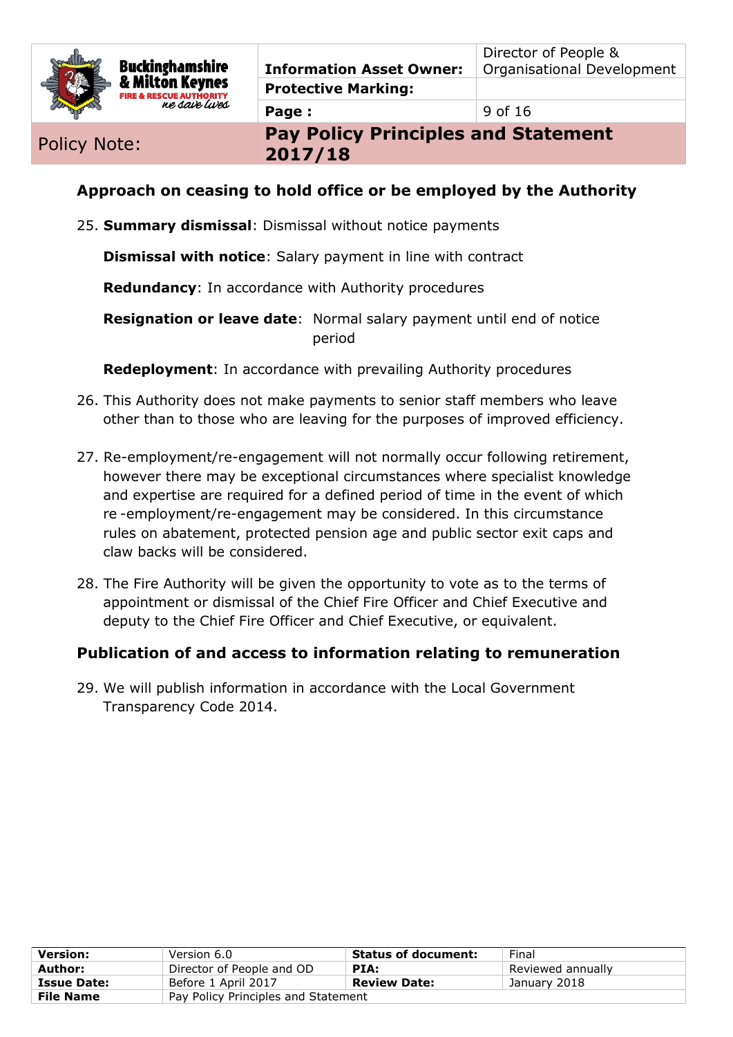## Approach on ceasing to hold office or be employed by the Authority

25. **Summary dismissal**: Dismissal without notice payments

    **Dismissal with notice**: Salary payment in line with contract

    **Redundancy**: In accordance with Authority procedures

    **Resignation or leave date**: Normal salary payment until end of notice period

    **Redeployment**: In accordance with prevailing Authority procedures

26. This Authority does not make payments to senior staff members who leave other than to those who are leaving for the purposes of improved efficiency.

27. Re-employment/re-engagement will not normally occur following retirement, however there may be exceptional circumstances where specialist knowledge and expertise are required for a defined period of time in the event of which re -employment/re-engagement may be considered. In this circumstance rules on abatement, protected pension age and public sector exit caps and claw backs will be considered.

28. The Fire Authority will be given the opportunity to vote as to the terms of appointment or dismissal of the Chief Fire Officer and Chief Executive and deputy to the Chief Fire Officer and Chief Executive, or equivalent.

## Publication of and access to information relating to remuneration

29. We will publish information in accordance with the Local Government Transparency Code 2014.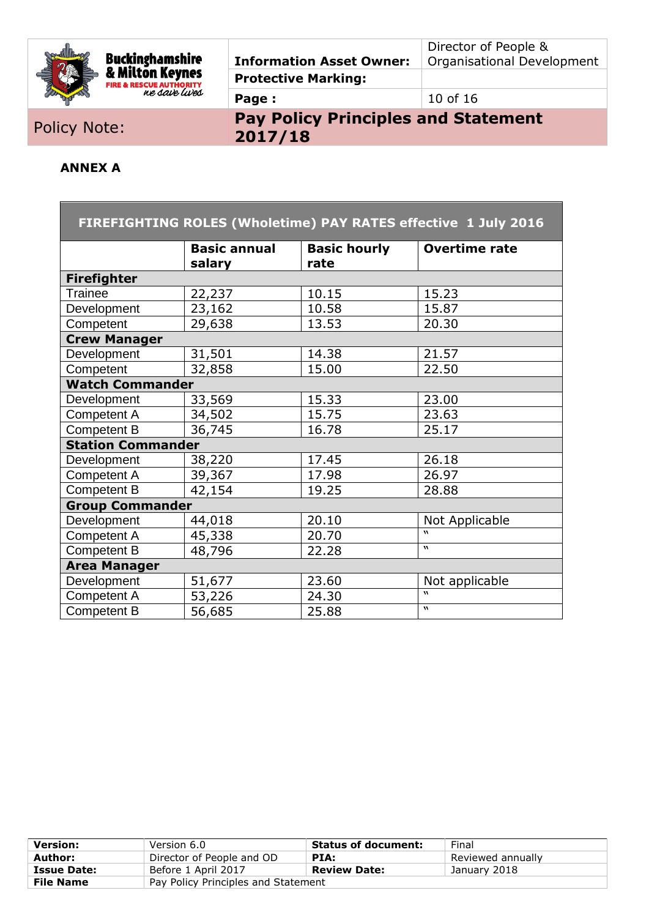## ANNEX A

| FIREFIGHTING ROLES (Wholetime) PAY RATES effective 1 July 2016 | | | |
|---|---|---|---|
| | **Basic annual salary** | **Basic hourly rate** | **Overtime rate** |
| **Firefighter** | | | |
| Trainee | 22,237 | 10.15 | 15.23 |
| Development | 23,162 | 10.58 | 15.87 |
| Competent | 29,638 | 13.53 | 20.30 |
| **Crew Manager** | | | |
| Development | 31,501 | 14.38 | 21.57 |
| Competent | 32,858 | 15.00 | 22.50 |
| **Watch Commander** | | | |
| Development | 33,569 | 15.33 | 23.00 |
| Competent A | 34,502 | 15.75 | 23.63 |
| Competent B | 36,745 | 16.78 | 25.17 |
| **Station Commander** | | | |
| Development | 38,220 | 17.45 | 26.18 |
| Competent A | 39,367 | 17.98 | 26.97 |
| Competent B | 42,154 | 19.25 | 28.88 |
| **Group Commander** | | | |
| Development | 44,018 | 20.10 | Not Applicable |
| Competent A | 45,338 | 20.70 | " |
| Competent B | 48,796 | 22.28 | " |
| **Area Manager** | | | |
| Development | 51,677 | 23.60 | Not applicable |
| Competent A | 53,226 | 24.30 | " |
| Competent B | 56,685 | 25.88 | " |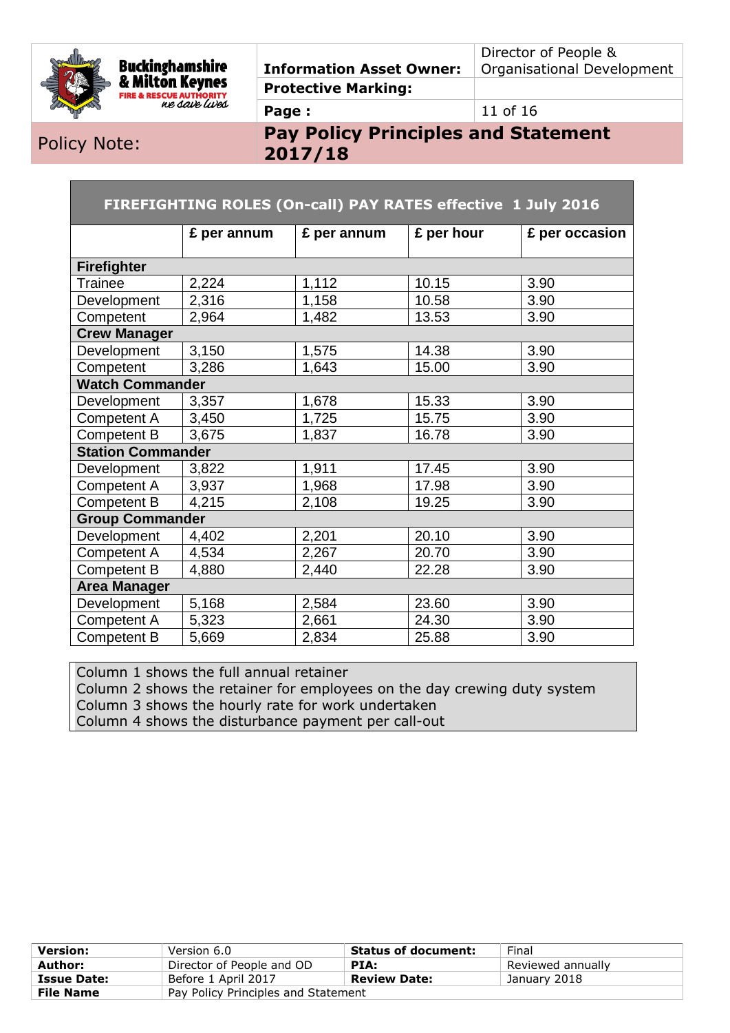| FIREFIGHTING ROLES (On-call) PAY RATES effective 1 July 2016 | | | | |
|---|---|---|---|---|
| | £ per annum | £ per annum | £ per hour | £ per occasion |
| **Firefighter** | | | | |
| Trainee | 2,224 | 1,112 | 10.15 | 3.90 |
| Development | 2,316 | 1,158 | 10.58 | 3.90 |
| Competent | 2,964 | 1,482 | 13.53 | 3.90 |
| **Crew Manager** | | | | |
| Development | 3,150 | 1,575 | 14.38 | 3.90 |
| Competent | 3,286 | 1,643 | 15.00 | 3.90 |
| **Watch Commander** | | | | |
| Development | 3,357 | 1,678 | 15.33 | 3.90 |
| Competent A | 3,450 | 1,725 | 15.75 | 3.90 |
| Competent B | 3,675 | 1,837 | 16.78 | 3.90 |
| **Station Commander** | | | | |
| Development | 3,822 | 1,911 | 17.45 | 3.90 |
| Competent A | 3,937 | 1,968 | 17.98 | 3.90 |
| Competent B | 4,215 | 2,108 | 19.25 | 3.90 |
| **Group Commander** | | | | |
| Development | 4,402 | 2,201 | 20.10 | 3.90 |
| Competent A | 4,534 | 2,267 | 20.70 | 3.90 |
| Competent B | 4,880 | 2,440 | 22.28 | 3.90 |
| **Area Manager** | | | | |
| Development | 5,168 | 2,584 | 23.60 | 3.90 |
| Competent A | 5,323 | 2,661 | 24.30 | 3.90 |
| Competent B | 5,669 | 2,834 | 25.88 | 3.90 |

Column 1 shows the full annual retainer
Column 2 shows the retainer for employees on the day crewing duty system
Column 3 shows the hourly rate for work undertaken
Column 4 shows the disturbance payment per call-out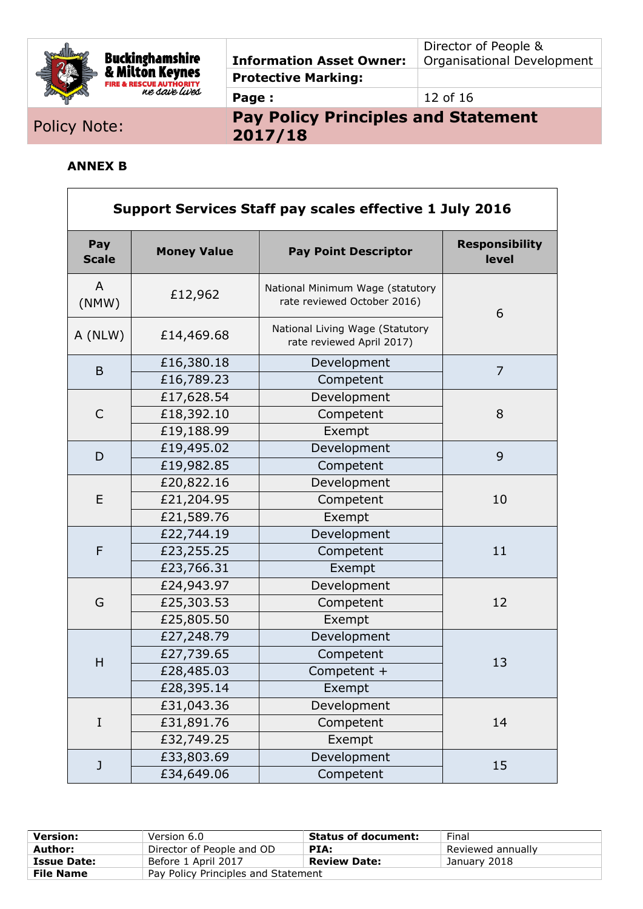## ANNEX B

| Support Services Staff pay scales effective 1 July 2016 | | | |
|---|---|---|---|
| **Pay Scale** | **Money Value** | **Pay Point Descriptor** | **Responsibility level** |
| A (NMW) | £12,962 | National Minimum Wage (statutory rate reviewed October 2016) | 6 |
| A (NLW) | £14,469.68 | National Living Wage (Statutory rate reviewed April 2017) | |
| B | £16,380.18 | Development | 7 |
| | £16,789.23 | Competent | |
| C | £17,628.54 | Development | 8 |
| | £18,392.10 | Competent | |
| | £19,188.99 | Exempt | |
| D | £19,495.02 | Development | 9 |
| | £19,982.85 | Competent | |
| E | £20,822.16 | Development | 10 |
| | £21,204.95 | Competent | |
| | £21,589.76 | Exempt | |
| F | £22,744.19 | Development | 11 |
| | £23,255.25 | Competent | |
| | £23,766.31 | Exempt | |
| G | £24,943.97 | Development | 12 |
| | £25,303.53 | Competent | |
| | £25,805.50 | Exempt | |
| H | £27,248.79 | Development | 13 |
| | £27,739.65 | Competent | |
| | £28,485.03 | Competent + | |
| | £28,395.14 | Exempt | |
| I | £31,043.36 | Development | 14 |
| | £31,891.76 | Competent | |
| | £32,749.25 | Exempt | |
| J | £33,803.69 | Development | 15 |
| | £34,649.06 | Competent | |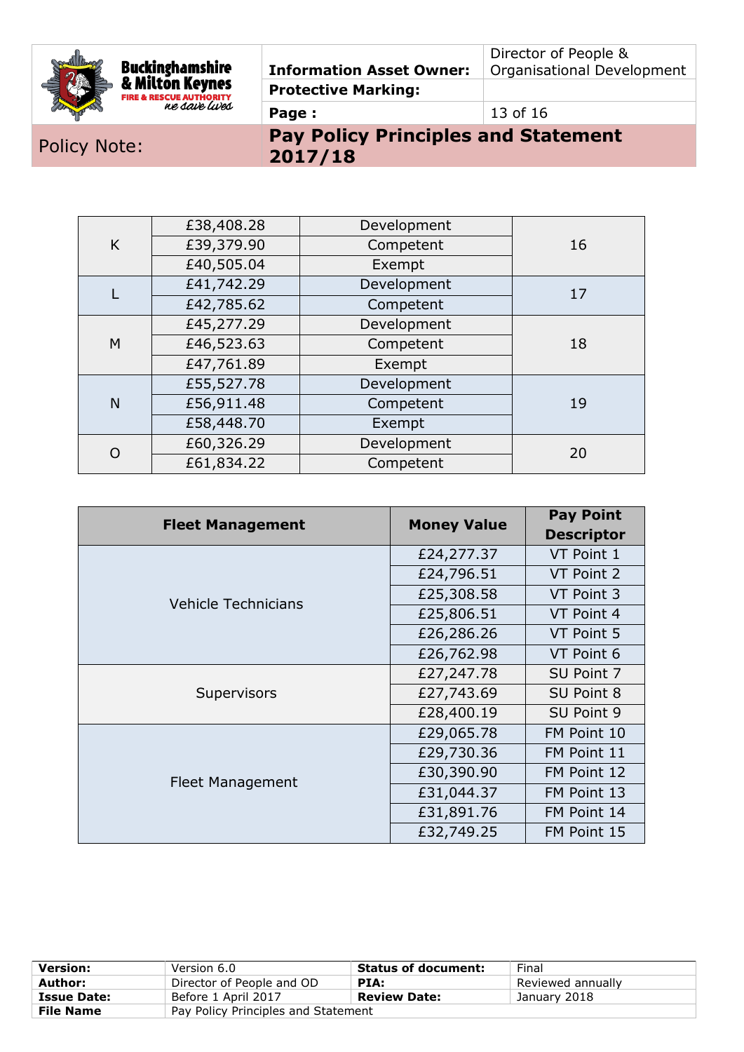| | | | |
|---|---|---|---|
| K | £38,408.28 | Development | 16 |
| | £39,379.90 | Competent | |
| | £40,505.04 | Exempt | |
| L | £41,742.29 | Development | 17 |
| | £42,785.62 | Competent | |
| M | £45,277.29 | Development | 18 |
| | £46,523.63 | Competent | |
| | £47,761.89 | Exempt | |
| N | £55,527.78 | Development | 19 |
| | £56,911.48 | Competent | |
| | £58,448.70 | Exempt | |
| O | £60,326.29 | Development | 20 |
| | £61,834.22 | Competent | |

| Fleet Management | Money Value | Pay Point Descriptor |
|---|---|---|
| Vehicle Technicians | £24,277.37 | VT Point 1 |
| | £24,796.51 | VT Point 2 |
| | £25,308.58 | VT Point 3 |
| | £25,806.51 | VT Point 4 |
| | £26,286.26 | VT Point 5 |
| | £26,762.98 | VT Point 6 |
| Supervisors | £27,247.78 | SU Point 7 |
| | £27,743.69 | SU Point 8 |
| | £28,400.19 | SU Point 9 |
| Fleet Management | £29,065.78 | FM Point 10 |
| | £29,730.36 | FM Point 11 |
| | £30,390.90 | FM Point 12 |
| | £31,044.37 | FM Point 13 |
| | £31,891.76 | FM Point 14 |
| | £32,749.25 | FM Point 15 |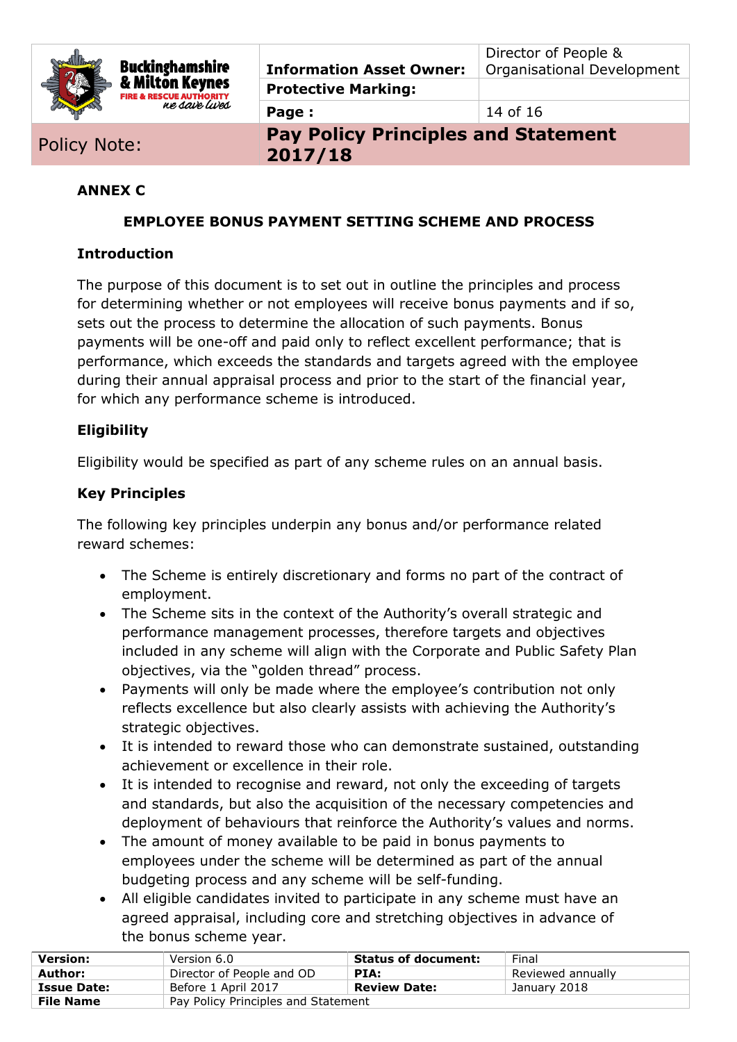## ANNEX C

### EMPLOYEE BONUS PAYMENT SETTING SCHEME AND PROCESS

### Introduction

The purpose of this document is to set out in outline the principles and process for determining whether or not employees will receive bonus payments and if so, sets out the process to determine the allocation of such payments. Bonus payments will be one-off and paid only to reflect excellent performance; that is performance, which exceeds the standards and targets agreed with the employee during their annual appraisal process and prior to the start of the financial year, for which any performance scheme is introduced.

### Eligibility

Eligibility would be specified as part of any scheme rules on an annual basis.

### Key Principles

The following key principles underpin any bonus and/or performance related reward schemes:

- The Scheme is entirely discretionary and forms no part of the contract of employment.
- The Scheme sits in the context of the Authority's overall strategic and performance management processes, therefore targets and objectives included in any scheme will align with the Corporate and Public Safety Plan objectives, via the "golden thread" process.
- Payments will only be made where the employee's contribution not only reflects excellence but also clearly assists with achieving the Authority's strategic objectives.
- It is intended to reward those who can demonstrate sustained, outstanding achievement or excellence in their role.
- It is intended to recognise and reward, not only the exceeding of targets and standards, but also the acquisition of the necessary competencies and deployment of behaviours that reinforce the Authority's values and norms.
- The amount of money available to be paid in bonus payments to employees under the scheme will be determined as part of the annual budgeting process and any scheme will be self-funding.
- All eligible candidates invited to participate in any scheme must have an agreed appraisal, including core and stretching objectives in advance of the bonus scheme year.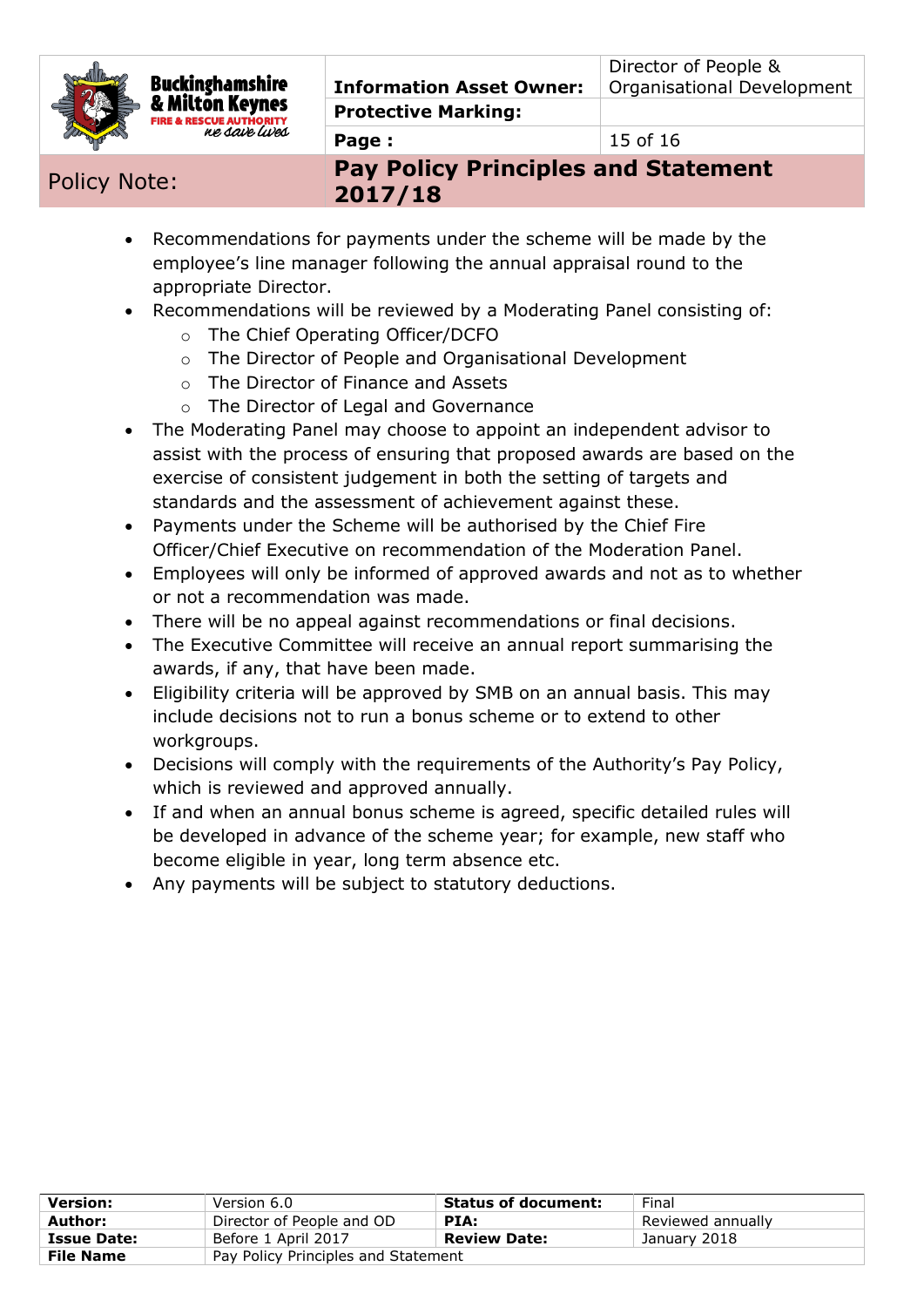- Recommendations for payments under the scheme will be made by the employee's line manager following the annual appraisal round to the appropriate Director.
- Recommendations will be reviewed by a Moderating Panel consisting of:
  - The Chief Operating Officer/DCFO
  - The Director of People and Organisational Development
  - The Director of Finance and Assets
  - The Director of Legal and Governance
- The Moderating Panel may choose to appoint an independent advisor to assist with the process of ensuring that proposed awards are based on the exercise of consistent judgement in both the setting of targets and standards and the assessment of achievement against these.
- Payments under the Scheme will be authorised by the Chief Fire Officer/Chief Executive on recommendation of the Moderation Panel.
- Employees will only be informed of approved awards and not as to whether or not a recommendation was made.
- There will be no appeal against recommendations or final decisions.
- The Executive Committee will receive an annual report summarising the awards, if any, that have been made.
- Eligibility criteria will be approved by SMB on an annual basis. This may include decisions not to run a bonus scheme or to extend to other workgroups.
- Decisions will comply with the requirements of the Authority's Pay Policy, which is reviewed and approved annually.
- If and when an annual bonus scheme is agreed, specific detailed rules will be developed in advance of the scheme year; for example, new staff who become eligible in year, long term absence etc.
- Any payments will be subject to statutory deductions.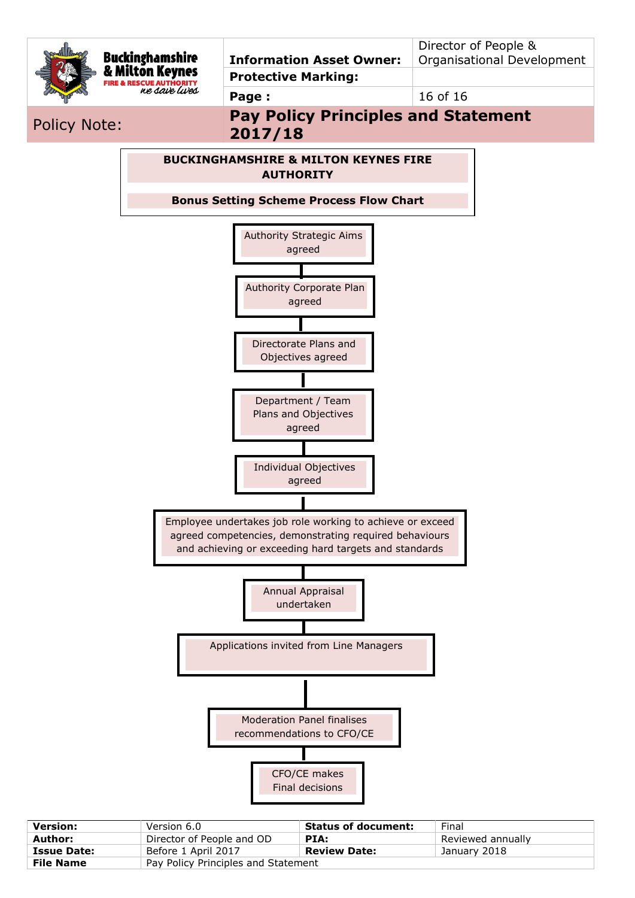**BUCKINGHAMSHIRE & MILTON KEYNES FIRE AUTHORITY**

**Bonus Setting Scheme Process Flow Chart**

Authority Strategic Aims agreed

Authority Corporate Plan agreed

Directorate Plans and Objectives agreed

Department / Team Plans and Objectives agreed

Individual Objectives agreed

Employee undertakes job role working to achieve or exceed agreed competencies, demonstrating required behaviours and achieving or exceeding hard targets and standards

Annual Appraisal undertaken

Applications invited from Line Managers

Moderation Panel finalises recommendations to CFO/CE

CFO/CE makes Final decisions